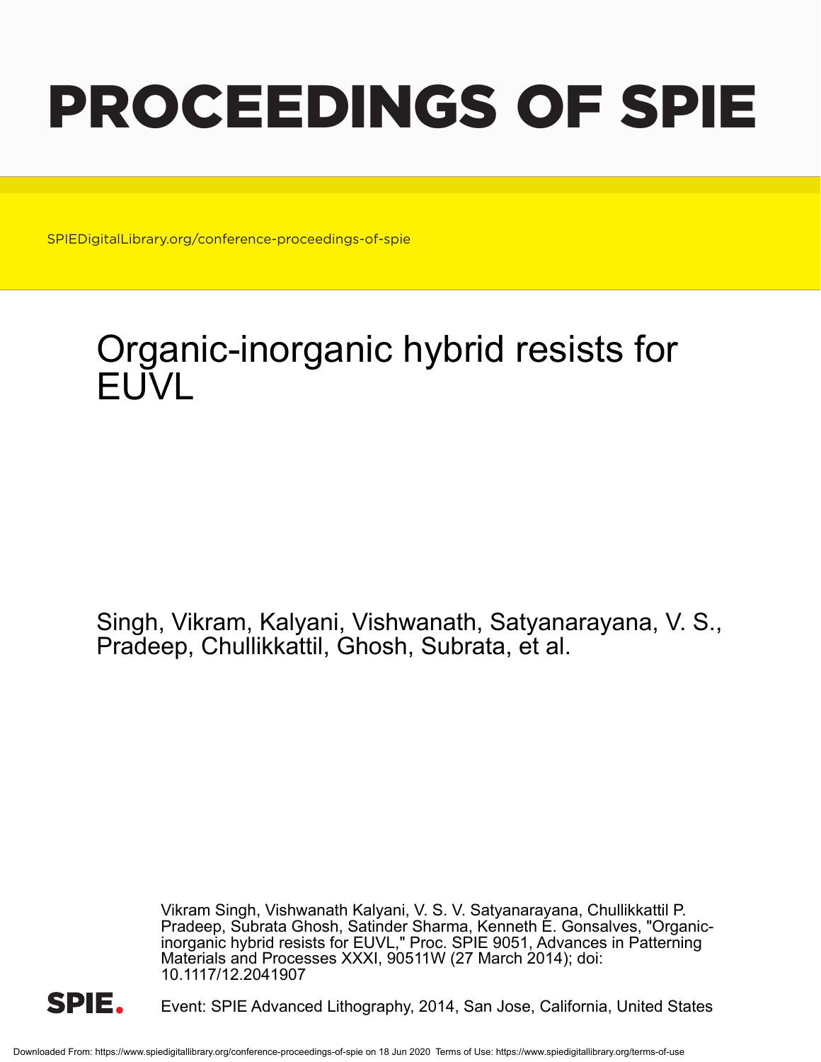# PROCEEDINGS OF SPIE

SPIEDigitalLibrary.org/conference-proceedings-of-spie

# Organic-inorganic hybrid resists for EUVL

Singh, Vikram, Kalyani, Vishwanath, Satyanarayana, V. S., Pradeep, Chullikkattil, Ghosh, Subrata, et al.

Vikram Singh, Vishwanath Kalyani, V. S. V. Satyanarayana, Chullikkattil P. Pradeep, Subrata Ghosh, Satinder Sharma, Kenneth E. Gonsalves, "Organic-inorganic hybrid resists for EUVL," Proc. SPIE 9051, Advances in Patterning Materials and Processes XXXI, 90511W (27 March 2014); doi: 10.1117/12.2041907

Event: SPIE Advanced Lithography, 2014, San Jose, California, United States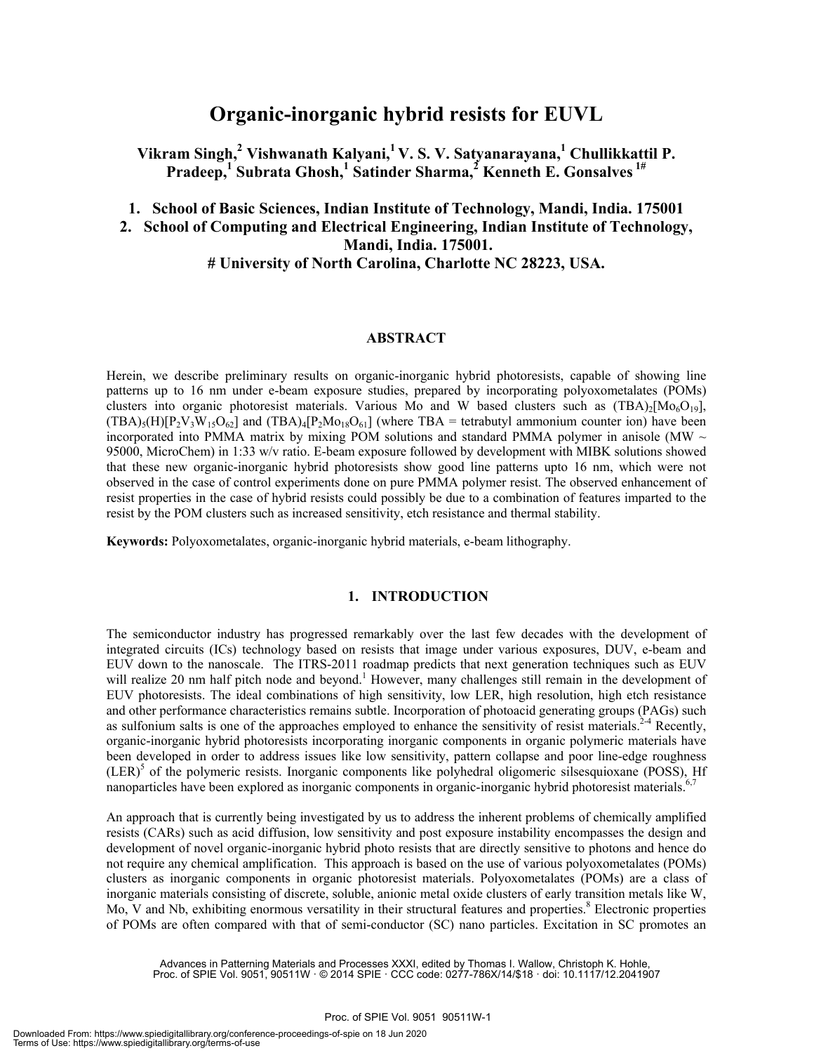# Organic-inorganic hybrid resists for EUVL

**Vikram Singh,[2] Vishwanath Kalyani,[1] V. S. V. Satyanarayana,[1] Chullikkattil P. Pradeep,[1] Subrata Ghosh,[1] Satinder Sharma,[2] Kenneth E. Gonsalves [1#]**

1. School of Basic Sciences, Indian Institute of Technology, Mandi, India. 175001
2. School of Computing and Electrical Engineering, Indian Institute of Technology, Mandi, India. 175001.

\# University of North Carolina, Charlotte NC 28223, USA.

## ABSTRACT

Herein, we describe preliminary results on organic-inorganic hybrid photoresists, capable of showing line patterns up to 16 nm under e-beam exposure studies, prepared by incorporating polyoxometalates (POMs) clusters into organic photoresist materials. Various Mo and W based clusters such as $(TBA)_2[Mo_6O_{19}]$, $(TBA)_5(H)[P_2V_3W_{15}O_{62}]$ and $(TBA)_4[P_2Mo_{18}O_{61}]$ (where TBA = tetrabutyl ammonium counter ion) have been incorporated into PMMA matrix by mixing POM solutions and standard PMMA polymer in anisole (MW ~ 95000, MicroChem) in 1:33 w/v ratio. E-beam exposure followed by development with MIBK solutions showed that these new organic-inorganic hybrid photoresists show good line patterns upto 16 nm, which were not observed in the case of control experiments done on pure PMMA polymer resist. The observed enhancement of resist properties in the case of hybrid resists could possibly be due to a combination of features imparted to the resist by the POM clusters such as increased sensitivity, etch resistance and thermal stability.

**Keywords:** Polyoxometalates, organic-inorganic hybrid materials, e-beam lithography.

## 1. INTRODUCTION

The semiconductor industry has progressed remarkably over the last few decades with the development of integrated circuits (ICs) technology based on resists that image under various exposures, DUV, e-beam and EUV down to the nanoscale. The ITRS-2011 roadmap predicts that next generation techniques such as EUV will realize 20 nm half pitch node and beyond.[1] However, many challenges still remain in the development of EUV photoresists. The ideal combinations of high sensitivity, low LER, high resolution, high etch resistance and other performance characteristics remains subtle. Incorporation of photoacid generating groups (PAGs) such as sulfonium salts is one of the approaches employed to enhance the sensitivity of resist materials.[2-4] Recently, organic-inorganic hybrid photoresists incorporating inorganic components in organic polymeric materials have been developed in order to address issues like low sensitivity, pattern collapse and poor line-edge roughness (LER)[5] of the polymeric resists. Inorganic components like polyhedral oligomeric silsesquioxane (POSS), Hf nanoparticles have been explored as inorganic components in organic-inorganic hybrid photoresist materials.[6,7]

An approach that is currently being investigated by us to address the inherent problems of chemically amplified resists (CARs) such as acid diffusion, low sensitivity and post exposure instability encompasses the design and development of novel organic-inorganic hybrid photo resists that are directly sensitive to photons and hence do not require any chemical amplification. This approach is based on the use of various polyoxometalates (POMs) clusters as inorganic components in organic photoresist materials. Polyoxometalates (POMs) are a class of inorganic materials consisting of discrete, soluble, anionic metal oxide clusters of early transition metals like W, Mo, V and Nb, exhibiting enormous versatility in their structural features and properties.[8] Electronic properties of POMs are often compared with that of semi-conductor (SC) nano particles. Excitation in SC promotes an

Advances in Patterning Materials and Processes XXXI, edited by Thomas I. Wallow, Christoph K. Hohle, Proc. of SPIE Vol. 9051, 90511W · © 2014 SPIE · CCC code: 0277-786X/14/$18 · doi: 10.1117/12.2041907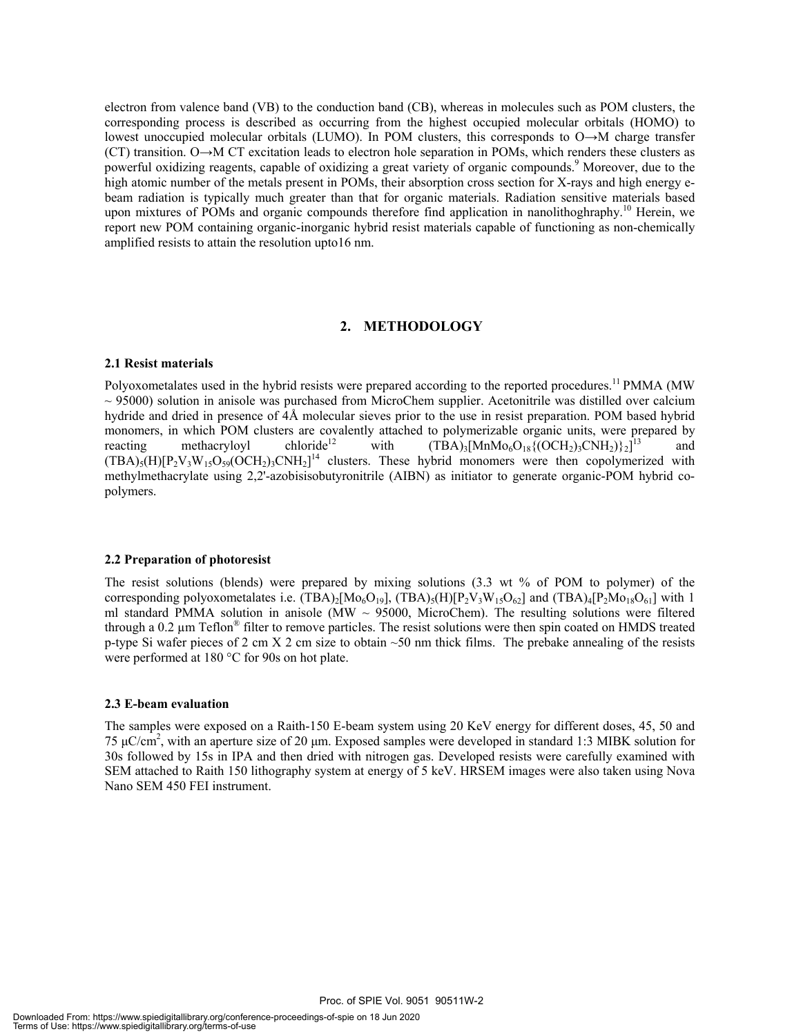electron from valence band (VB) to the conduction band (CB), whereas in molecules such as POM clusters, the corresponding process is described as occurring from the highest occupied molecular orbitals (HOMO) to lowest unoccupied molecular orbitals (LUMO). In POM clusters, this corresponds to O→M charge transfer (CT) transition. O→M CT excitation leads to electron hole separation in POMs, which renders these clusters as powerful oxidizing reagents, capable of oxidizing a great variety of organic compounds.[9] Moreover, due to the high atomic number of the metals present in POMs, their absorption cross section for X-rays and high energy e-beam radiation is typically much greater than that for organic materials. Radiation sensitive materials based upon mixtures of POMs and organic compounds therefore find application in nanolithoghraphy.[10] Herein, we report new POM containing organic-inorganic hybrid resist materials capable of functioning as non-chemically amplified resists to attain the resolution upto16 nm.

## 2. METHODOLOGY

### 2.1 Resist materials

Polyoxometalates used in the hybrid resists were prepared according to the reported procedures.[11] PMMA (MW ~ 95000) solution in anisole was purchased from MicroChem supplier. Acetonitrile was distilled over calcium hydride and dried in presence of 4Å molecular sieves prior to the use in resist preparation. POM based hybrid monomers, in which POM clusters are covalently attached to polymerizable organic units, were prepared by reacting methacryloyl chloride[12] with $(TBA)_3[MnMo_6O_{18}\{(OCH_2)_3CNH_2)\}_2]$[13] and $(TBA)_5(H)[P_2V_3W_{15}O_{59}(OCH_2)_3CNH_2]$[14] clusters. These hybrid monomers were then copolymerized with methylmethacrylate using 2,2'-azobisisobutyronitrile (AIBN) as initiator to generate organic-POM hybrid co-polymers.

### 2.2 Preparation of photoresist

The resist solutions (blends) were prepared by mixing solutions (3.3 wt % of POM to polymer) of the corresponding polyoxometalates i.e. $(TBA)_2[Mo_6O_{19}]$, $(TBA)_5(H)[P_2V_3W_{15}O_{62}]$ and $(TBA)_4[P_2Mo_{18}O_{61}]$ with 1 ml standard PMMA solution in anisole (MW ~ 95000, MicroChem). The resulting solutions were filtered through a 0.2 µm Teflon® filter to remove particles. The resist solutions were then spin coated on HMDS treated p-type Si wafer pieces of 2 cm X 2 cm size to obtain ~50 nm thick films. The prebake annealing of the resists were performed at 180 °C for 90s on hot plate.

### 2.3 E-beam evaluation

The samples were exposed on a Raith-150 E-beam system using 20 KeV energy for different doses, 45, 50 and 75 µC/cm$^2$, with an aperture size of 20 µm. Exposed samples were developed in standard 1:3 MIBK solution for 30s followed by 15s in IPA and then dried with nitrogen gas. Developed resists were carefully examined with SEM attached to Raith 150 lithography system at energy of 5 keV. HRSEM images were also taken using Nova Nano SEM 450 FEI instrument.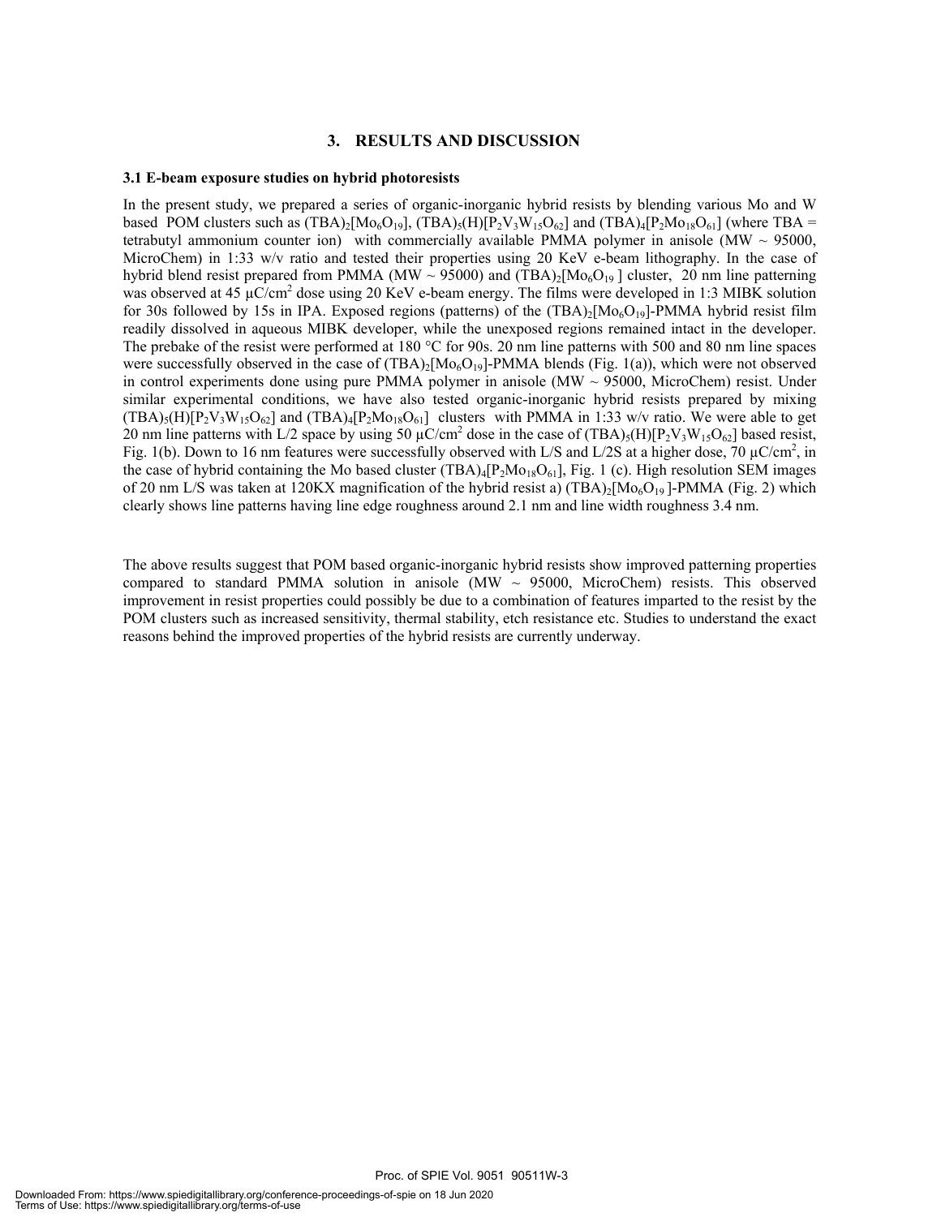## 3. RESULTS AND DISCUSSION

### 3.1 E-beam exposure studies on hybrid photoresists

In the present study, we prepared a series of organic-inorganic hybrid resists by blending various Mo and W based POM clusters such as $(TBA)_2[Mo_6O_{19}]$, $(TBA)_5(H)[P_2V_3W_{15}O_{62}]$ and $(TBA)_4[P_2Mo_{18}O_{61}]$ (where TBA = tetrabutyl ammonium counter ion) with commercially available PMMA polymer in anisole (MW ~ 95000, MicroChem) in 1:33 w/v ratio and tested their properties using 20 KeV e-beam lithography. In the case of hybrid blend resist prepared from PMMA (MW ~ 95000) and $(TBA)_2[Mo_6O_{19}]$ cluster, 20 nm line patterning was observed at 45 μC/cm$^2$ dose using 20 KeV e-beam energy. The films were developed in 1:3 MIBK solution for 30s followed by 15s in IPA. Exposed regions (patterns) of the $(TBA)_2[Mo_6O_{19}]$-PMMA hybrid resist film readily dissolved in aqueous MIBK developer, while the unexposed regions remained intact in the developer. The prebake of the resist were performed at 180 °C for 90s. 20 nm line patterns with 500 and 80 nm line spaces were successfully observed in the case of $(TBA)_2[Mo_6O_{19}]$-PMMA blends (Fig. 1(a)), which were not observed in control experiments done using pure PMMA polymer in anisole (MW ~ 95000, MicroChem) resist. Under similar experimental conditions, we have also tested organic-inorganic hybrid resists prepared by mixing $(TBA)_5(H)[P_2V_3W_{15}O_{62}]$ and $(TBA)_4[P_2Mo_{18}O_{61}]$ clusters with PMMA in 1:33 w/v ratio. We were able to get 20 nm line patterns with L/2 space by using 50 μC/cm$^2$ dose in the case of $(TBA)_5(H)[P_2V_3W_{15}O_{62}]$ based resist, Fig. 1(b). Down to 16 nm features were successfully observed with L/S and L/2S at a higher dose, 70 μC/cm$^2$, in the case of hybrid containing the Mo based cluster $(TBA)_4[P_2Mo_{18}O_{61}]$, Fig. 1 (c). High resolution SEM images of 20 nm L/S was taken at 120KX magnification of the hybrid resist a) $(TBA)_2[Mo_6O_{19}]$-PMMA (Fig. 2) which clearly shows line patterns having line edge roughness around 2.1 nm and line width roughness 3.4 nm.

The above results suggest that POM based organic-inorganic hybrid resists show improved patterning properties compared to standard PMMA solution in anisole (MW ~ 95000, MicroChem) resists. This observed improvement in resist properties could possibly be due to a combination of features imparted to the resist by the POM clusters such as increased sensitivity, thermal stability, etch resistance etc. Studies to understand the exact reasons behind the improved properties of the hybrid resists are currently underway.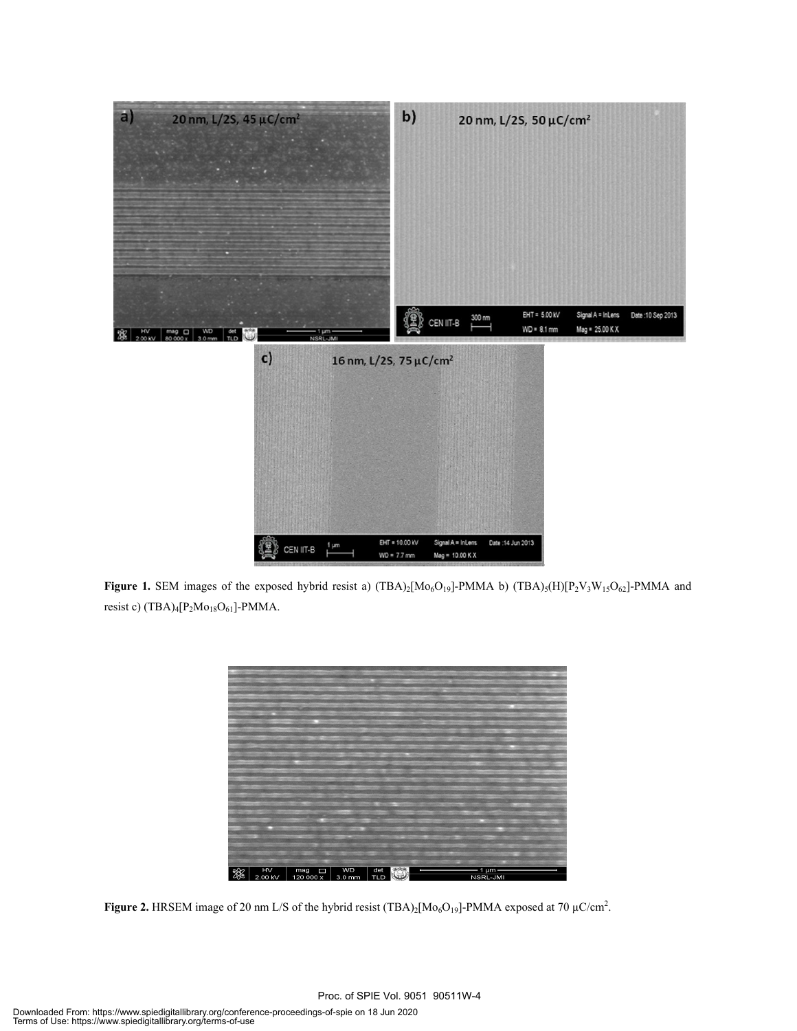**Figure 1.** SEM images of the exposed hybrid resist a) $(TBA)_2[Mo_6O_{19}]$-PMMA b) $(TBA)_5(H)[P_2V_3W_{15}O_{62}]$-PMMA and resist c) $(TBA)_4[P_2Mo_{18}O_{61}]$-PMMA.

**Figure 2.** HRSEM image of 20 nm L/S of the hybrid resist $(TBA)_2[Mo_6O_{19}]$-PMMA exposed at 70 μC/cm$^2$.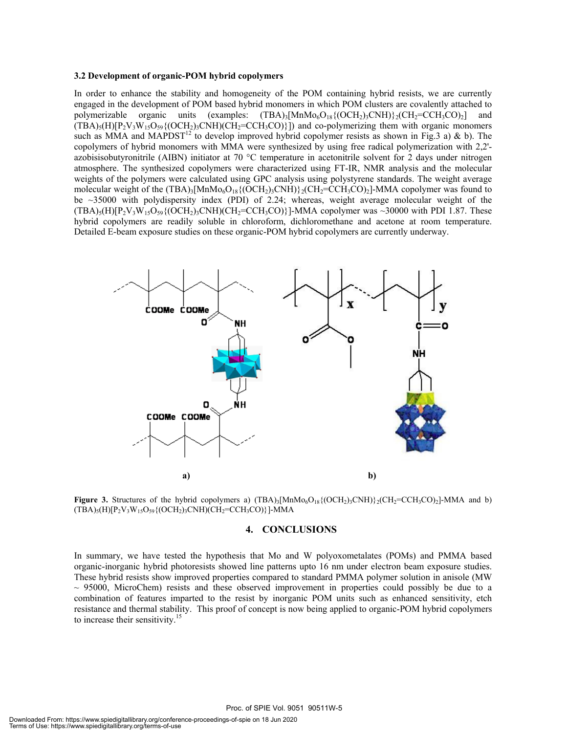### 3.2 Development of organic-POM hybrid copolymers

In order to enhance the stability and homogeneity of the POM containing hybrid resists, we are currently engaged in the development of POM based hybrid monomers in which POM clusters are covalently attached to polymerizable organic units (examples: $(TBA)_3[MnMo_6O_{18}\{(OCH_2)_3CNH\}_2(CH_2{=}CCH_3CO)_2]$ and $(TBA)_5(H)[P_2V_3W_{15}O_{59}\{(OCH_2)_3CNH)(CH_2{=}CCH_3CO)\}]$) and co-polymerizing them with organic monomers such as MMA and MAPDST[12] to develop improved hybrid copolymer resists as shown in Fig.3 a) & b). The copolymers of hybrid monomers with MMA were synthesized by using free radical polymerization with 2,2'-azobisisobutyronitrile (AIBN) initiator at 70 °C temperature in acetonitrile solvent for 2 days under nitrogen atmosphere. The synthesized copolymers were characterized using FT-IR, NMR analysis and the molecular weights of the polymers were calculated using GPC analysis using polystyrene standards. The weight average molecular weight of the $(TBA)_3[MnMo_6O_{18}\{(OCH_2)_3CNH\}_2(CH_2{=}CCH_3CO)_2]$-MMA copolymer was found to be ~35000 with polydispersity index (PDI) of 2.24; whereas, weight average molecular weight of the $(TBA)_5(H)[P_2V_3W_{15}O_{59}\{(OCH_2)_3CNH)(CH_2{=}CCH_3CO)\}]$-MMA copolymer was ~30000 with PDI 1.87. These hybrid copolymers are readily soluble in chloroform, dichloromethane and acetone at room temperature. Detailed E-beam exposure studies on these organic-POM hybrid copolymers are currently underway.

**Figure 3.** Structures of the hybrid copolymers a) $(TBA)_3[MnMo_6O_{18}\{(OCH_2)_3CNH\}_2(CH_2{=}CCH_3CO)_2]$-MMA and b) $(TBA)_5(H)[P_2V_3W_{15}O_{59}\{(OCH_2)_3CNH)(CH_2{=}CCH_3CO)\}]$-MMA

## 4. CONCLUSIONS

In summary, we have tested the hypothesis that Mo and W polyoxometalates (POMs) and PMMA based organic-inorganic hybrid photoresists showed line patterns upto 16 nm under electron beam exposure studies. These hybrid resists show improved properties compared to standard PMMA polymer solution in anisole (MW ~ 95000, MicroChem) resists and these observed improvement in properties could possibly be due to a combination of features imparted to the resist by inorganic POM units such as enhanced sensitivity, etch resistance and thermal stability. This proof of concept is now being applied to organic-POM hybrid copolymers to increase their sensitivity.[15]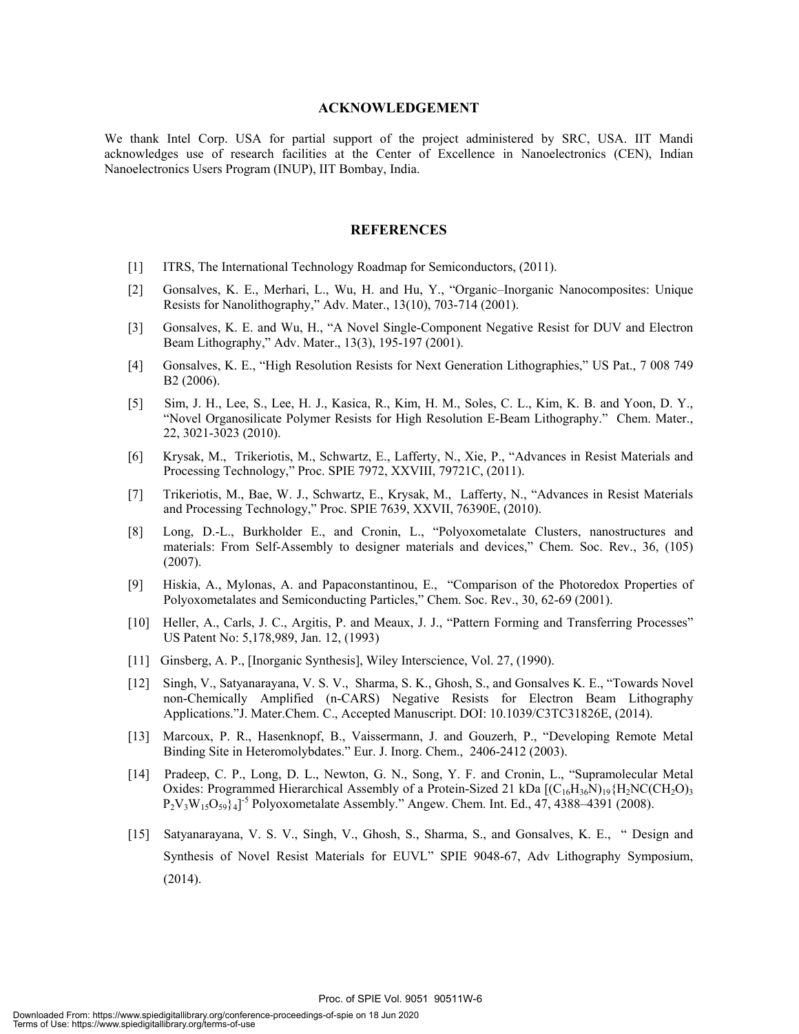## ACKNOWLEDGEMENT

We thank Intel Corp. USA for partial support of the project administered by SRC, USA. IIT Mandi acknowledges use of research facilities at the Center of Excellence in Nanoelectronics (CEN), Indian Nanoelectronics Users Program (INUP), IIT Bombay, India.

## REFERENCES

[1] ITRS, The International Technology Roadmap for Semiconductors, (2011).

[2] Gonsalves, K. E., Merhari, L., Wu, H. and Hu, Y., "Organic–Inorganic Nanocomposites: Unique Resists for Nanolithography," Adv. Mater., 13(10), 703-714 (2001).

[3] Gonsalves, K. E. and Wu, H., "A Novel Single-Component Negative Resist for DUV and Electron Beam Lithography," Adv. Mater., 13(3), 195-197 (2001).

[4] Gonsalves, K. E., "High Resolution Resists for Next Generation Lithographies," US Pat., 7 008 749 B2 (2006).

[5] Sim, J. H., Lee, S., Lee, H. J., Kasica, R., Kim, H. M., Soles, C. L., Kim, K. B. and Yoon, D. Y., "Novel Organosilicate Polymer Resists for High Resolution E-Beam Lithography." Chem. Mater., 22, 3021-3023 (2010).

[6] Krysak, M., Trikeriotis, M., Schwartz, E., Lafferty, N., Xie, P., "Advances in Resist Materials and Processing Technology," Proc. SPIE 7972, XXVIII, 79721C, (2011).

[7] Trikeriotis, M., Bae, W. J., Schwartz, E., Krysak, M., Lafferty, N., "Advances in Resist Materials and Processing Technology," Proc. SPIE 7639, XXVII, 76390E, (2010).

[8] Long, D.-L., Burkholder E., and Cronin, L., "Polyoxometalate Clusters, nanostructures and materials: From Self-Assembly to designer materials and devices," Chem. Soc. Rev., 36, (105) (2007).

[9] Hiskia, A., Mylonas, A. and Papaconstantinou, E., "Comparison of the Photoredox Properties of Polyoxometalates and Semiconducting Particles," Chem. Soc. Rev., 30, 62-69 (2001).

[10] Heller, A., Carls, J. C., Argitis, P. and Meaux, J. J., "Pattern Forming and Transferring Processes" US Patent No: 5,178,989, Jan. 12, (1993)

[11] Ginsberg, A. P., [Inorganic Synthesis], Wiley Interscience, Vol. 27, (1990).

[12] Singh, V., Satyanarayana, V. S. V., Sharma, S. K., Ghosh, S., and Gonsalves K. E., "Towards Novel non-Chemically Amplified (n-CARS) Negative Resists for Electron Beam Lithography Applications."J. Mater.Chem. C., Accepted Manuscript. DOI: 10.1039/C3TC31826E, (2014).

[13] Marcoux, P. R., Hasenknopf, B., Vaissermann, J. and Gouzerh, P., "Developing Remote Metal Binding Site in Heteromolybdates." Eur. J. Inorg. Chem., 2406-2412 (2003).

[14] Pradeep, C. P., Long, D. L., Newton, G. N., Song, Y. F. and Cronin, L., "Supramolecular Metal Oxides: Programmed Hierarchical Assembly of a Protein-Sized 21 kDa $[(C_{16}H_{36}N)_{19}\{H_2NC(CH_2O)_3P_2V_3W_{15}O_{59}\}_4]^{-5}$ Polyoxometalate Assembly." Angew. Chem. Int. Ed., 47, 4388–4391 (2008).

[15] Satyanarayana, V. S. V., Singh, V., Ghosh, S., Sharma, S., and Gonsalves, K. E., " Design and Synthesis of Novel Resist Materials for EUVL" SPIE 9048-67, Adv Lithography Symposium, (2014).